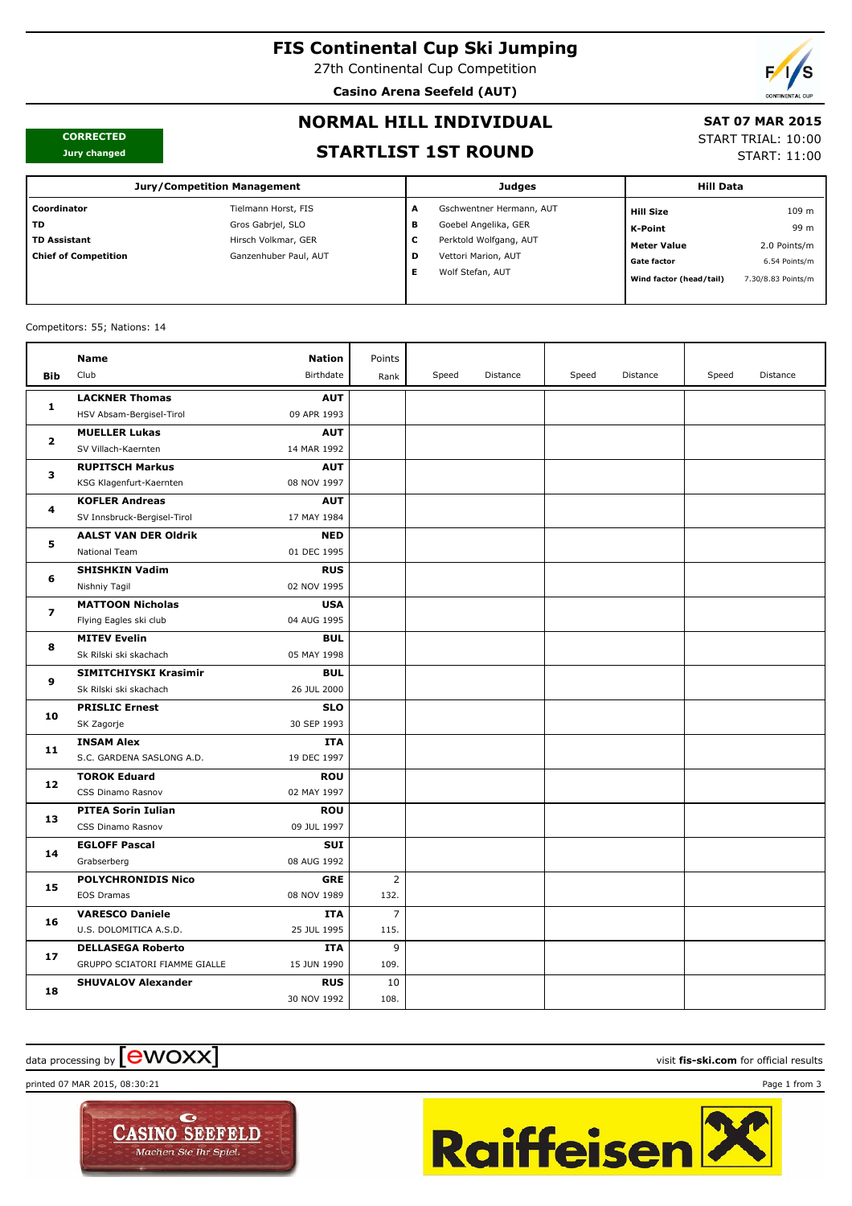# FIS Continental Cup Ski Jumping

27th Continental Cup Competition

**Casino Arena Seefeld (AUT)**

**CORRECTED**
**Jury changed**

## NORMAL HILL INDIVIDUAL

## STARTLIST 1ST ROUND

**SAT 07 MAR 2015**
START TRIAL: 10:00
START: 11:00

| Jury/Competition Management | | Judges | | Hill Data | |
|---|---|---|---|---|---|
| **Coordinator** | Tielmann Horst, FIS | **A** | Gschwentner Hermann, AUT | **Hill Size** | 109 m |
| **TD** | Gros Gabrjel, SLO | **B** | Goebel Angelika, GER | **K-Point** | 99 m |
| **TD Assistant** | Hirsch Volkmar, GER | **C** | Perktold Wolfgang, AUT | **Meter Value** | 2.0 Points/m |
| **Chief of Competition** | Ganzenhuber Paul, AUT | **D** | Vettori Marion, AUT | **Gate factor** | 6.54 Points/m |
| | | **E** | Wolf Stefan, AUT | **Wind factor (head/tail)** | 7.30/8.83 Points/m |

Competitors: 55; Nations: 14

| Bib | Name / Club | Nation / Birthdate | Points / Rank | Speed | Distance | Speed | Distance | Speed | Distance |
|---|---|---|---|---|---|---|---|---|---|
| 1 | **LACKNER Thomas**<br>HSV Absam-Bergisel-Tirol | **AUT**<br>09 APR 1993 | | | | | | | |
| 2 | **MUELLER Lukas**<br>SV Villach-Kaernten | **AUT**<br>14 MAR 1992 | | | | | | | |
| 3 | **RUPITSCH Markus**<br>KSG Klagenfurt-Kaernten | **AUT**<br>08 NOV 1997 | | | | | | | |
| 4 | **KOFLER Andreas**<br>SV Innsbruck-Bergisel-Tirol | **AUT**<br>17 MAY 1984 | | | | | | | |
| 5 | **AALST VAN DER Oldrik**<br>National Team | **NED**<br>01 DEC 1995 | | | | | | | |
| 6 | **SHISHKIN Vadim**<br>Nishniy Tagil | **RUS**<br>02 NOV 1995 | | | | | | | |
| 7 | **MATTOON Nicholas**<br>Flying Eagles ski club | **USA**<br>04 AUG 1995 | | | | | | | |
| 8 | **MITEV Evelin**<br>Sk Rilski ski skachach | **BUL**<br>05 MAY 1998 | | | | | | | |
| 9 | **SIMITCHIYSKI Krasimir**<br>Sk Rilski ski skachach | **BUL**<br>26 JUL 2000 | | | | | | | |
| 10 | **PRISLIC Ernest**<br>SK Zagorje | **SLO**<br>30 SEP 1993 | | | | | | | |
| 11 | **INSAM Alex**<br>S.C. GARDENA SASLONG A.S.D. | **ITA**<br>19 DEC 1997 | | | | | | | |
| 12 | **TOROK Eduard**<br>CSS Dinamo Rasnov | **ROU**<br>02 MAY 1997 | | | | | | | |
| 13 | **PITEA Sorin Iulian**<br>CSS Dinamo Rasnov | **ROU**<br>09 JUL 1997 | | | | | | | |
| 14 | **EGLOFF Pascal**<br>Grabserberg | **SUI**<br>08 AUG 1992 | | | | | | | |
| 15 | **POLYCHRONIDIS Nico**<br>EOS Dramas | **GRE**<br>08 NOV 1989 | 2<br>132. | | | | | | |
| 16 | **VARESCO Daniele**<br>U.S. DOLOMITICA A.S.D. | **ITA**<br>25 JUL 1995 | 7<br>115. | | | | | | |
| 17 | **DELLASEGA Roberto**<br>GRUPPO SCIATORI FIAMME GIALLE | **ITA**<br>15 JUN 1990 | 9<br>109. | | | | | | |
| 18 | **SHUVALOV Alexander** | **RUS**<br>30 NOV 1992 | 10<br>108. | | | | | | |

data processing by ewoxx — visit **fis-ski.com** for official results

printed 07 MAR 2015, 08:30:21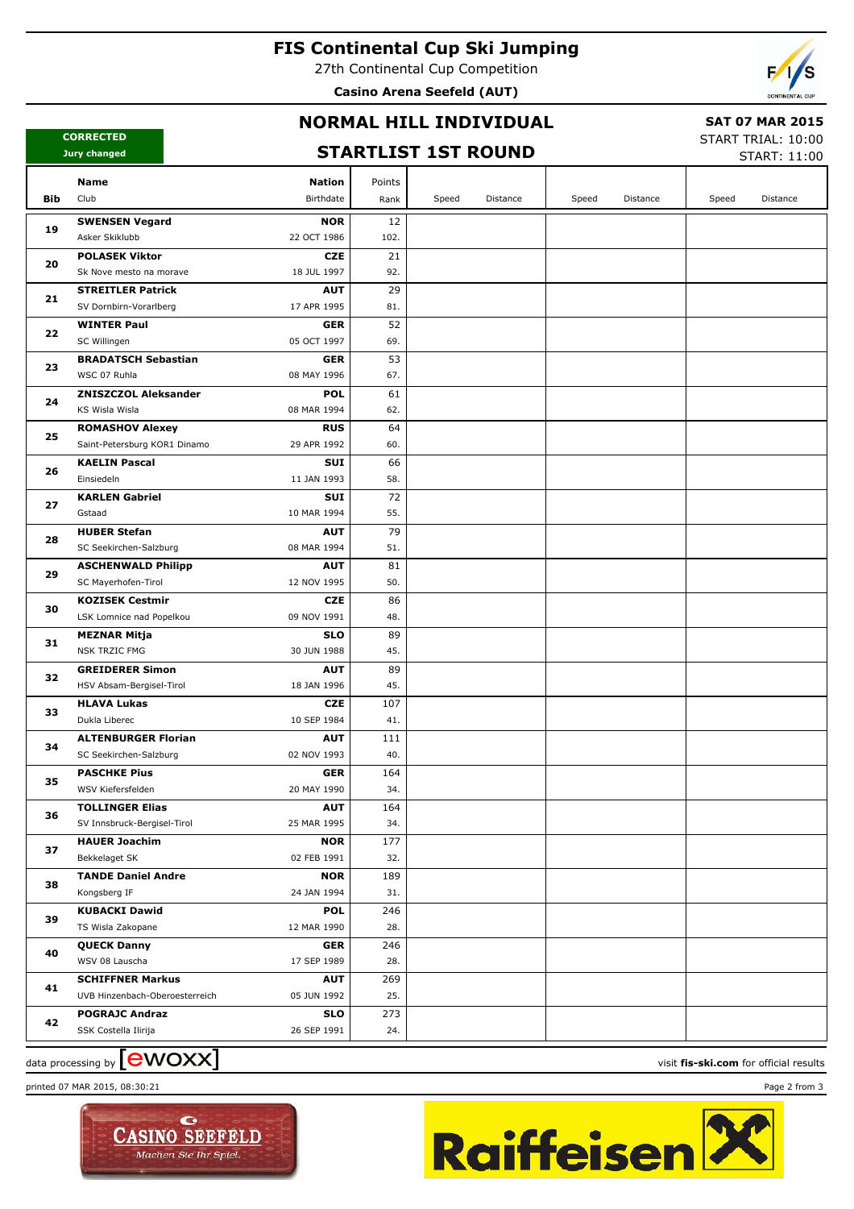# FIS Continental Cup Ski Jumping

27th Continental Cup Competition

**Casino Arena Seefeld (AUT)**

**CORRECTED**
Jury changed

## NORMAL HILL INDIVIDUAL

## STARTLIST 1ST ROUND

**SAT 07 MAR 2015**
START TRIAL: 10:00
START: 11:00

| Bib | Name / Club | Nation / Birthdate | Points / Rank | Speed | Distance | Speed | Distance | Speed | Distance |
|---|---|---|---|---|---|---|---|---|---|
| 19 | **SWENSEN Vegard**<br>Asker Skiklubb | **NOR**<br>22 OCT 1986 | 12<br>102. | | | | | | |
| 20 | **POLASEK Viktor**<br>Sk Nove mesto na morave | **CZE**<br>18 JUL 1997 | 21<br>92. | | | | | | |
| 21 | **STREITLER Patrick**<br>SV Dornbirn-Vorarlberg | **AUT**<br>17 APR 1995 | 29<br>81. | | | | | | |
| 22 | **WINTER Paul**<br>SC Willingen | **GER**<br>05 OCT 1997 | 52<br>69. | | | | | | |
| 23 | **BRADATSCH Sebastian**<br>WSC 07 Ruhla | **GER**<br>08 MAY 1996 | 53<br>67. | | | | | | |
| 24 | **ZNISZCZOL Aleksander**<br>KS Wisla Wisla | **POL**<br>08 MAR 1994 | 61<br>62. | | | | | | |
| 25 | **ROMASHOV Alexey**<br>Saint-Petersburg KOR1 Dinamo | **RUS**<br>29 APR 1992 | 64<br>60. | | | | | | |
| 26 | **KAELIN Pascal**<br>Einsiedeln | **SUI**<br>11 JAN 1993 | 66<br>58. | | | | | | |
| 27 | **KARLEN Gabriel**<br>Gstaad | **SUI**<br>10 MAR 1994 | 72<br>55. | | | | | | |
| 28 | **HUBER Stefan**<br>SC Seekirchen-Salzburg | **AUT**<br>08 MAR 1994 | 79<br>51. | | | | | | |
| 29 | **ASCHENWALD Philipp**<br>SC Mayerhofen-Tirol | **AUT**<br>12 NOV 1995 | 81<br>50. | | | | | | |
| 30 | **KOZISEK Cestmir**<br>LSK Lomnice nad Popelkou | **CZE**<br>09 NOV 1991 | 86<br>48. | | | | | | |
| 31 | **MEZNAR Mitja**<br>NSK TRZIC FMG | **SLO**<br>30 JUN 1988 | 89<br>45. | | | | | | |
| 32 | **GREIDERER Simon**<br>HSV Absam-Bergisel-Tirol | **AUT**<br>18 JAN 1996 | 89<br>45. | | | | | | |
| 33 | **HLAVA Lukas**<br>Dukla Liberec | **CZE**<br>10 SEP 1984 | 107<br>41. | | | | | | |
| 34 | **ALTENBURGER Florian**<br>SC Seekirchen-Salzburg | **AUT**<br>02 NOV 1993 | 111<br>40. | | | | | | |
| 35 | **PASCHKE Pius**<br>WSV Kiefersfelden | **GER**<br>20 MAY 1990 | 164<br>34. | | | | | | |
| 36 | **TOLLINGER Elias**<br>SV Innsbruck-Bergisel-Tirol | **AUT**<br>25 MAR 1995 | 164<br>34. | | | | | | |
| 37 | **HAUER Joachim**<br>Bekkelaget SK | **NOR**<br>02 FEB 1991 | 177<br>32. | | | | | | |
| 38 | **TANDE Daniel Andre**<br>Kongsberg IF | **NOR**<br>24 JAN 1994 | 189<br>31. | | | | | | |
| 39 | **KUBACKI Dawid**<br>TS Wisla Zakopane | **POL**<br>12 MAR 1990 | 246<br>28. | | | | | | |
| 40 | **QUECK Danny**<br>WSV 08 Lauscha | **GER**<br>17 SEP 1989 | 246<br>28. | | | | | | |
| 41 | **SCHIFFNER Markus**<br>UVB Hinzenbach-Oberoesterreich | **AUT**<br>05 JUN 1992 | 269<br>25. | | | | | | |
| 42 | **POGRAJC Andraz**<br>SSK Costella Ilirija | **SLO**<br>26 SEP 1991 | 273<br>24. | | | | | | |

data processing by ewoxx

visit **fis-ski.com** for official results

printed 07 MAR 2015, 08:30:21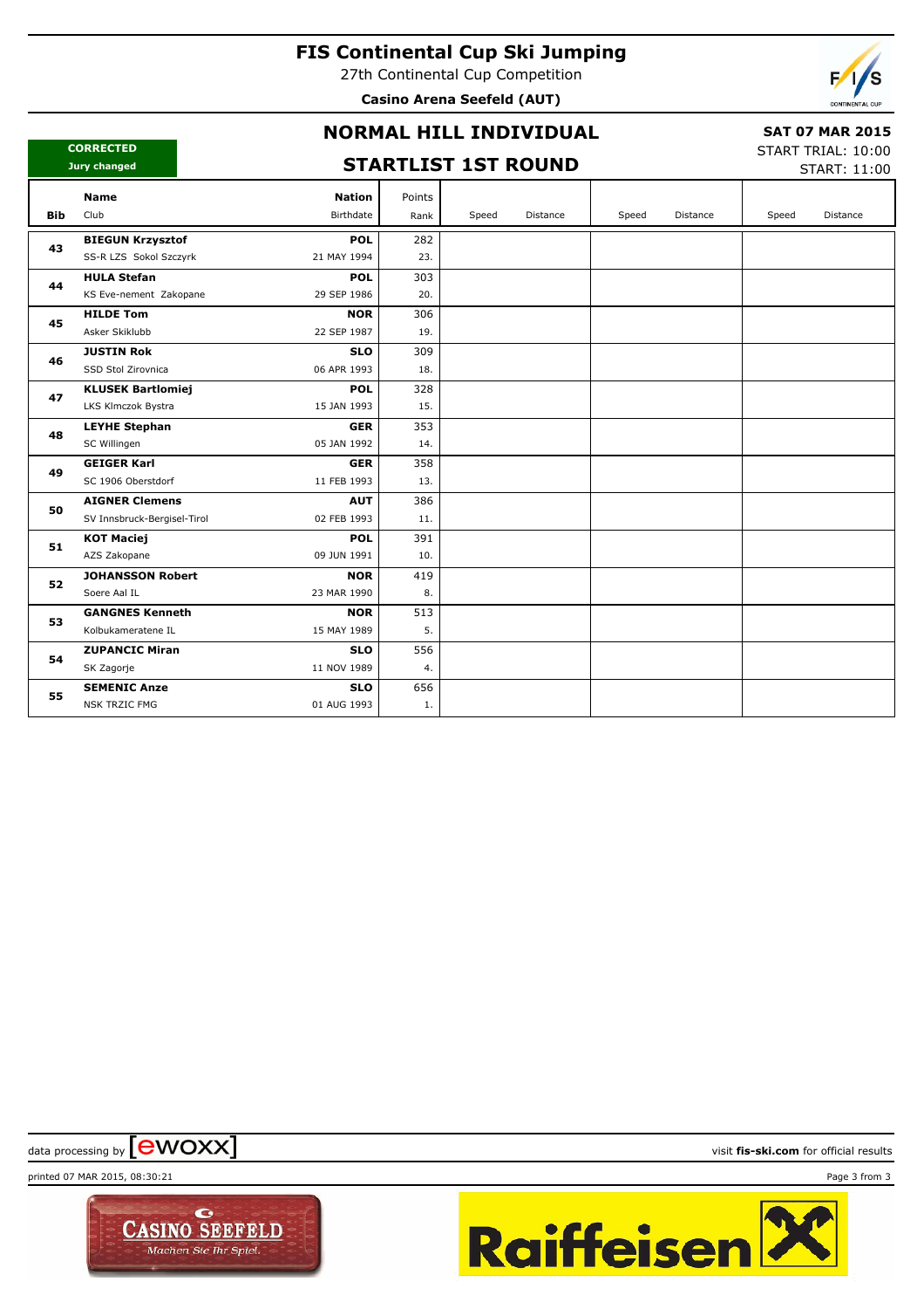# FIS Continental Cup Ski Jumping

27th Continental Cup Competition

**Casino Arena Seefeld (AUT)**

**CORRECTED**
**Jury changed**

## NORMAL HILL INDIVIDUAL

## STARTLIST 1ST ROUND

**SAT 07 MAR 2015**
START TRIAL: 10:00
START: 11:00

| Bib | Name / Club | Nation / Birthdate | Points / Rank | Speed | Distance | Speed | Distance | Speed | Distance |
|---|---|---|---|---|---|---|---|---|---|
| 43 | **BIEGUN Krzysztof**<br>SS-R LZS Sokol Szczyrk | **POL**<br>21 MAY 1994 | 282<br>23. | | | | | | |
| 44 | **HULA Stefan**<br>KS Eve-nement Zakopane | **POL**<br>29 SEP 1986 | 303<br>20. | | | | | | |
| 45 | **HILDE Tom**<br>Asker Skiklubb | **NOR**<br>22 SEP 1987 | 306<br>19. | | | | | | |
| 46 | **JUSTIN Rok**<br>SSD Stol Zirovnica | **SLO**<br>06 APR 1993 | 309<br>18. | | | | | | |
| 47 | **KLUSEK Bartlomiej**<br>LKS Klmczok Bystra | **POL**<br>15 JAN 1993 | 328<br>15. | | | | | | |
| 48 | **LEYHE Stephan**<br>SC Willingen | **GER**<br>05 JAN 1992 | 353<br>14. | | | | | | |
| 49 | **GEIGER Karl**<br>SC 1906 Oberstdorf | **GER**<br>11 FEB 1993 | 358<br>13. | | | | | | |
| 50 | **AIGNER Clemens**<br>SV Innsbruck-Bergisel-Tirol | **AUT**<br>02 FEB 1993 | 386<br>11. | | | | | | |
| 51 | **KOT Maciej**<br>AZS Zakopane | **POL**<br>09 JUN 1991 | 391<br>10. | | | | | | |
| 52 | **JOHANSSON Robert**<br>Soere Aal IL | **NOR**<br>23 MAR 1990 | 419<br>8. | | | | | | |
| 53 | **GANGNES Kenneth**<br>Kolbukameratene IL | **NOR**<br>15 MAY 1989 | 513<br>5. | | | | | | |
| 54 | **ZUPANCIC Miran**<br>SK Zagorje | **SLO**<br>11 NOV 1989 | 556<br>4. | | | | | | |
| 55 | **SEMENIC Anze**<br>NSK TRZIC FMG | **SLO**<br>01 AUG 1993 | 656<br>1. | | | | | | |

data processing by [ewoxx]

visit **fis-ski.com** for official results

printed 07 MAR 2015, 08:30:21